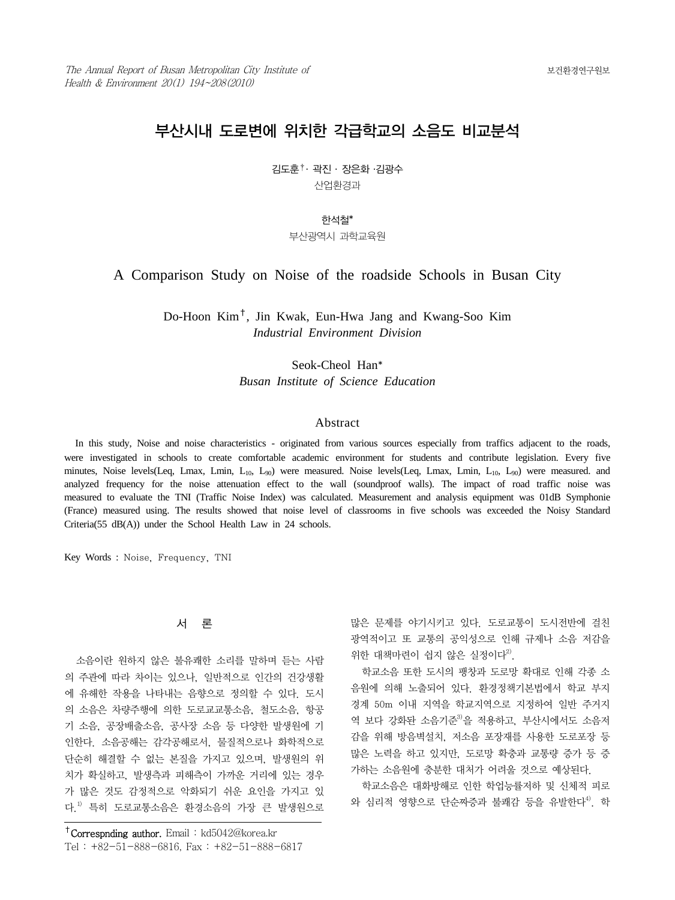# 부산시내 도로변에 위치한 각급학교의 소음도 비교분석

김도훈†· 곽진 · 장은화 ·김광수

산업환경과

한석철*

부산광역시 과학교육원

# A Comparison Study on Noise of the roadside Schools in Busan City

Do-Hoon Kim†, Jin Kwak, Eun-Hwa Jang and Kwang-Soo Kim

*Industrial Environment Division*

Seok-Cheol Han*

*Busan Institute of Science Education*

## Abstract

In this study, Noise and noise characteristics - originated from various sources especially from traffics adjacent to the roads, were investigated in schools to create comfortable academic environment for students and contribute legislation. Every five minutes, Noise levels(Leq, Lmax, Lmin, $L_{10}$, $L_{90}$) were measured. Noise levels(Leq, Lmax, Lmin, $L_{10}$, $L_{90}$) were measured. and analyzed frequency for the noise attenuation effect to the wall (soundproof walls). The impact of road traffic noise was measured to evaluate the TNI (Traffic Noise Index) was calculated. Measurement and analysis equipment was 01dB Symphonie (France) measured using. The results showed that noise level of classrooms in five schools was exceeded the Noisy Standard Criteria(55 dB(A)) under the School Health Law in 24 schools.

Key Words : Noise, Frequency, TNI

## 서 론

소음이란 원하지 않은 불유쾌한 소리를 말하며 듣는 사람의 주관에 따라 차이는 있으나, 일반적으로 인간의 건강생활에 유해한 작용을 나타내는 음향으로 정의할 수 있다. 도시의 소음은 차량주행에 의한 도로교통소음, 철도소음, 항공기 소음, 공장배출소음, 공사장 소음 등 다양한 발생원에 기인한다. 소음공해는 감각공해로서, 물질적으로나 화학적으로 단순히 해결할 수 없는 본질을 가지고 있으며, 발생원의 위치가 확실하고, 발생측과 피해측이 가까운 거리에 있는 경우가 많은 것도 감정적으로 악화되기 쉬운 요인을 가지고 있다.[1] 특히 도로교통소음은 환경소음의 가장 큰 발생원으로 많은 문제를 야기시키고 있다. 도로교통이 도시전반에 걸친 광역적이고 또 교통의 공익성으로 인해 규제나 소음 저감을 위한 대책마련이 쉽지 않은 실정이다[2].

학교소음 또한 도시의 팽창과 도로망 확대로 인해 각종 소음원에 의해 노출되어 있다. 환경정책기본법에서 학교 부지경계 50m 이내 지역을 학교지역으로 지정하여 일반 주거지역 보다 강화된 소음기준[3]을 적용하고, 부산시에서도 소음저감을 위해 방음벽설치, 저소음 포장재를 사용한 도로포장 등 많은 노력을 하고 있지만, 도로망 확충과 교통량 증가 등 증가하는 소음원에 충분한 대처가 어려울 것으로 예상된다.

학교소음은 대화방해로 인한 학업능률저하 및 신체적 피로와 심리적 영향으로 단순짜증과 불쾌감 등을 유발한다[4]. 학

---

†Correspnding author. Email : kd5042@korea.kr
Tel : +82-51-888-6816, Fax : +82-51-888-6817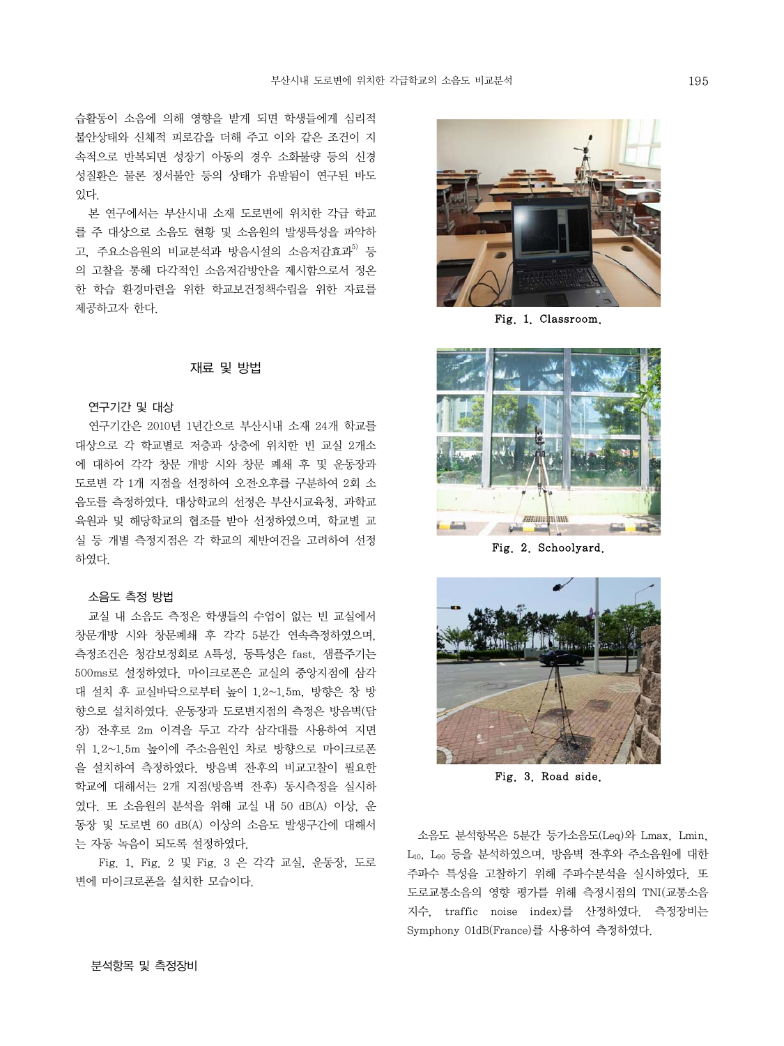습활동이 소음에 의해 영향을 받게 되면 학생들에게 심리적 불안상태와 신체적 피로감을 더해 주고 이와 같은 조건이 지속적으로 반복되면 성장기 아동의 경우 소화불량 등의 신경성질환은 물론 정서불안 등의 상태가 유발됨이 연구된 바도 있다.

본 연구에서는 부산시내 소재 도로변에 위치한 각급 학교를 주 대상으로 소음도 현황 및 소음원의 발생특성을 파악하고, 주요소음원의 비교분석과 방음시설의 소음저감효과[5] 등의 고찰을 통해 다각적인 소음저감방안을 제시함으로서 정온한 학습 환경마련을 위한 학교보건정책수립을 위한 자료를 제공하고자 한다.

## 재료 및 방법

### 연구기간 및 대상

연구기간은 2010년 1년간으로 부산시내 소재 24개 학교를 대상으로 각 학교별로 저층과 상층에 위치한 빈 교실 2개소에 대하여 각각 창문 개방 시와 창문 폐쇄 후 및 운동장과 도로변 각 1개 지점을 선정하여 오전·오후를 구분하여 2회 소음도를 측정하였다. 대상학교의 선정은 부산시교육청, 과학교육원과 및 해당학교의 협조를 받아 선정하였으며, 학교별 교실 등 개별 측정지점은 각 학교의 제반여건을 고려하여 선정하였다.

### 소음도 측정 방법

교실 내 소음도 측정은 학생들의 수업이 없는 빈 교실에서 창문개방 시와 창문폐쇄 후 각각 5분간 연속측정하였으며, 측정조건은 청감보정회로 A특성, 동특성은 fast, 샘플주기는 500ms로 설정하였다. 마이크로폰은 교실의 중앙지점에 삼각대 설치 후 교실바닥으로부터 높이 1.2~1.5m, 방향은 창 방향으로 설치하였다. 운동장과 도로변지점의 측정은 방음벽(담장) 전후로 2m 이격을 두고 각각 삼각대를 사용하여 지면위 1.2~1.5m 높이에 주소음원인 차로 방향으로 마이크로폰을 설치하여 측정하였다. 방음벽 전후의 비교고찰이 필요한 학교에 대해서는 2개 지점(방음벽 전후) 동시측정을 실시하였다. 또 소음원의 분석을 위해 교실 내 50 dB(A) 이상, 운동장 및 도로변 60 dB(A) 이상의 소음도 발생구간에 대해서는 자동 녹음이 되도록 설정하였다.

Fig. 1, Fig. 2 및 Fig. 3 은 각각 교실, 운동장, 도로변에 마이크로폰을 설치한 모습이다.

Fig. 1. Classroom.

Fig. 2. Schoolyard.

Fig. 3. Road side.

### 분석항목 및 측정장비

소음도 분석항목은 5분간 등가소음도(Leq)와 Lmax, Lmin, $L_{10}$, $L_{90}$ 등을 분석하였으며, 방음벽 전·후와 주소음원에 대한 주파수 특성을 고찰하기 위해 주파수분석을 실시하였다. 또 도로교통소음의 영향 평가를 위해 측정시점의 TNI(교통소음지수, traffic noise index)를 산정하였다. 측정장비는 Symphony 01dB(France)를 사용하여 측정하였다.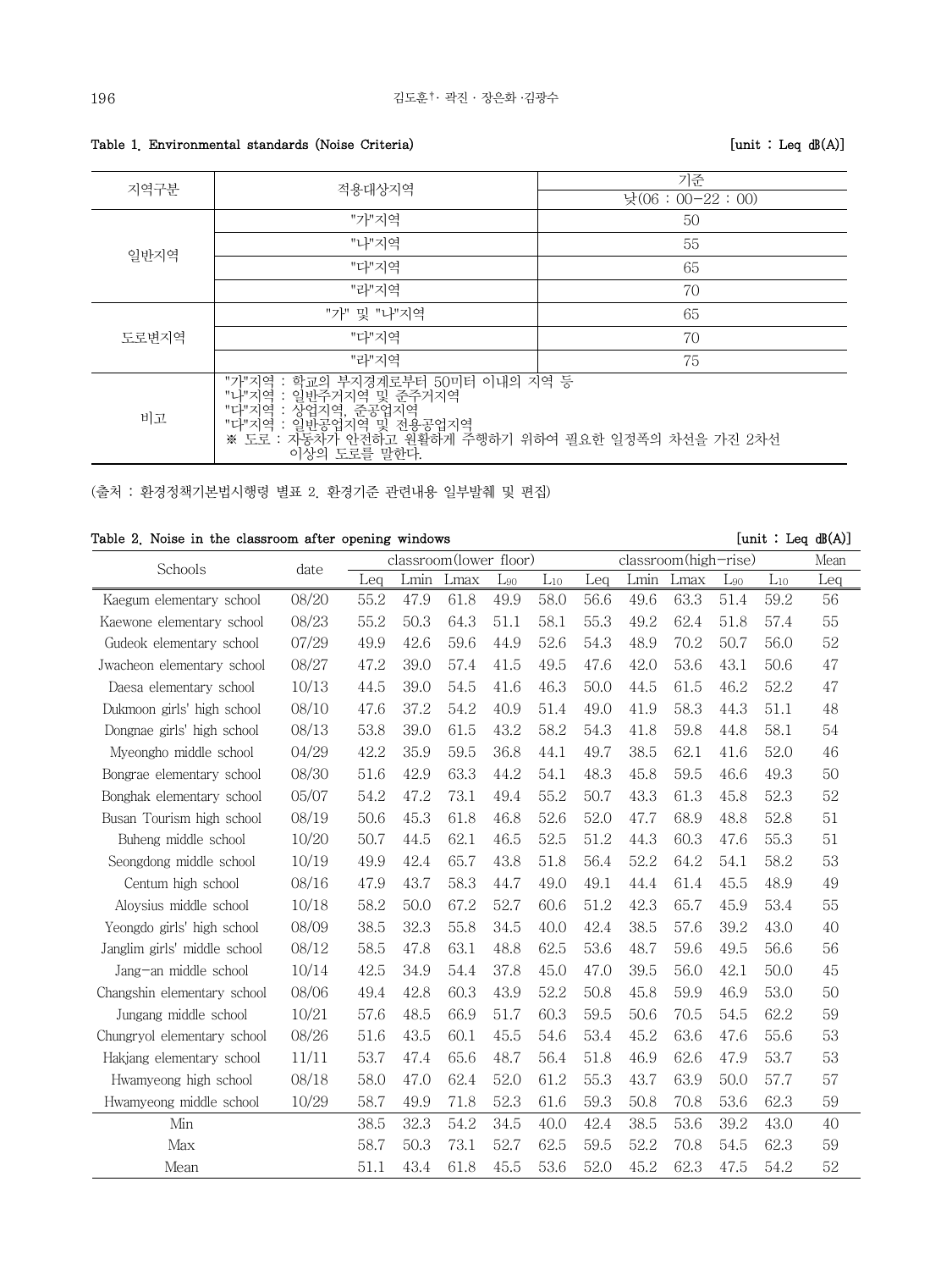**Table 1. Environmental standards (Noise Criteria)** [unit : Leq dB(A)]

| 지역구분 | 적용대상지역 | 기준 |
|---|---|---|
| | | 낮(06 : 00−22 : 00) |
| 일반지역 | "가"지역 | 50 |
| | "나"지역 | 55 |
| | "다"지역 | 65 |
| | "라"지역 | 70 |
| 도로변지역 | "가" 및 "나"지역 | 65 |
| | "다"지역 | 70 |
| | "라"지역 | 75 |
| 비고 | "가"지역 : 학교의 부지경계로부터 50미터 이내의 지역 등<br>"나"지역 : 일반주거지역 및 준주거지역<br>"다"지역 : 상업지역, 준공업지역<br>"다"지역 : 일반공업지역 및 전용공업지역<br>※ 도로 : 자동차가 안전하고 원활하게 주행하기 위하여 필요한 일정폭의 차선을 가진 2차선 이상의 도로를 말한다. | |

(출처 : 환경정책기본법시행령 별표 2. 환경기준 관련내용 일부발췌 및 편집)

**Table 2. Noise in the classroom after opening windows** [unit : Leq dB(A)]

| Schools | date | classroom(lower floor) | | | | | classroom(high-rise) | | | | | Mean |
|---|---|---|---|---|---|---|---|---|---|---|---|---|
| | | Leq | Lmin | Lmax | $L_{90}$ | $L_{10}$ | Leq | Lmin | Lmax | $L_{90}$ | $L_{10}$ | Leq |
| Kaegum elementary school | 08/20 | 55.2 | 47.9 | 61.8 | 49.9 | 58.0 | 56.6 | 49.6 | 63.3 | 51.4 | 59.2 | 56 |
| Kaewone elementary school | 08/23 | 55.2 | 50.3 | 64.3 | 51.1 | 58.1 | 55.3 | 49.2 | 62.4 | 51.8 | 57.4 | 55 |
| Gudeok elementary school | 07/29 | 49.9 | 42.6 | 59.6 | 44.9 | 52.6 | 54.3 | 48.9 | 70.2 | 50.7 | 56.0 | 52 |
| Jwacheon elementary school | 08/27 | 47.2 | 39.0 | 57.4 | 41.5 | 49.5 | 47.6 | 42.0 | 53.6 | 43.1 | 50.6 | 47 |
| Daesa elementary school | 10/13 | 44.5 | 39.0 | 54.5 | 41.6 | 46.3 | 50.0 | 44.5 | 61.5 | 46.2 | 52.2 | 47 |
| Dukmoon girls' high school | 08/10 | 47.6 | 37.2 | 54.2 | 40.9 | 51.4 | 49.0 | 41.9 | 58.3 | 44.3 | 51.1 | 48 |
| Dongnae girls' high school | 08/13 | 53.8 | 39.0 | 61.5 | 43.2 | 58.2 | 54.3 | 41.8 | 59.8 | 44.8 | 58.1 | 54 |
| Myeongho middle school | 04/29 | 42.2 | 35.9 | 59.5 | 36.8 | 44.1 | 49.7 | 38.5 | 62.1 | 41.6 | 52.0 | 46 |
| Bongrae elementary school | 08/30 | 51.6 | 42.9 | 63.3 | 44.2 | 54.1 | 48.3 | 45.8 | 59.5 | 46.6 | 49.3 | 50 |
| Bonghak elementary school | 05/07 | 54.2 | 47.2 | 73.1 | 49.4 | 55.2 | 50.7 | 43.3 | 61.3 | 45.8 | 52.3 | 52 |
| Busan Tourism high school | 08/19 | 50.6 | 45.3 | 61.8 | 46.8 | 52.6 | 52.0 | 47.7 | 68.9 | 48.8 | 52.8 | 51 |
| Buheng middle school | 10/20 | 50.7 | 44.5 | 62.1 | 46.5 | 52.5 | 51.2 | 44.3 | 60.3 | 47.6 | 55.3 | 51 |
| Seongdong middle school | 10/19 | 49.9 | 42.4 | 65.7 | 43.8 | 51.8 | 56.4 | 52.2 | 64.2 | 54.1 | 58.2 | 53 |
| Centum high school | 08/16 | 47.9 | 43.7 | 58.3 | 44.7 | 49.0 | 49.1 | 44.4 | 61.4 | 45.5 | 48.9 | 49 |
| Aloysius middle school | 10/18 | 58.2 | 50.0 | 67.2 | 52.7 | 60.6 | 51.2 | 42.3 | 65.7 | 45.9 | 53.4 | 55 |
| Yeongdo girls' high school | 08/09 | 38.5 | 32.3 | 55.8 | 34.5 | 40.0 | 42.4 | 38.5 | 57.6 | 39.2 | 43.0 | 40 |
| Janglim girls' middle school | 08/12 | 58.5 | 47.8 | 63.1 | 48.8 | 62.5 | 53.6 | 48.7 | 59.6 | 49.5 | 56.6 | 56 |
| Jang-an middle school | 10/14 | 42.5 | 34.9 | 54.4 | 37.8 | 45.0 | 47.0 | 39.5 | 56.0 | 42.1 | 50.0 | 45 |
| Changshin elementary school | 08/06 | 49.4 | 42.8 | 60.3 | 43.9 | 52.2 | 50.8 | 45.8 | 59.9 | 46.9 | 53.0 | 50 |
| Jungang middle school | 10/21 | 57.6 | 48.5 | 66.9 | 51.7 | 60.3 | 59.5 | 50.6 | 70.5 | 54.5 | 62.2 | 59 |
| Chungryol elementary school | 08/26 | 51.6 | 43.5 | 60.1 | 45.5 | 54.6 | 53.4 | 45.2 | 63.6 | 47.6 | 55.6 | 53 |
| Hakjang elementary school | 11/11 | 53.7 | 47.4 | 65.6 | 48.7 | 56.4 | 51.8 | 46.9 | 62.6 | 47.9 | 53.7 | 53 |
| Hwamyeong high school | 08/18 | 58.0 | 47.0 | 62.4 | 52.0 | 61.2 | 55.3 | 43.7 | 63.9 | 50.0 | 57.7 | 57 |
| Hwamyeong middle school | 10/29 | 58.7 | 49.9 | 71.8 | 52.3 | 61.6 | 59.3 | 50.8 | 70.8 | 53.6 | 62.3 | 59 |
| Min | | 38.5 | 32.3 | 54.2 | 34.5 | 40.0 | 42.4 | 38.5 | 53.6 | 39.2 | 43.0 | 40 |
| Max | | 58.7 | 50.3 | 73.1 | 52.7 | 62.5 | 59.5 | 52.2 | 70.8 | 54.5 | 62.3 | 59 |
| Mean | | 51.1 | 43.4 | 61.8 | 45.5 | 53.6 | 52.0 | 45.2 | 62.3 | 47.5 | 54.2 | 52 |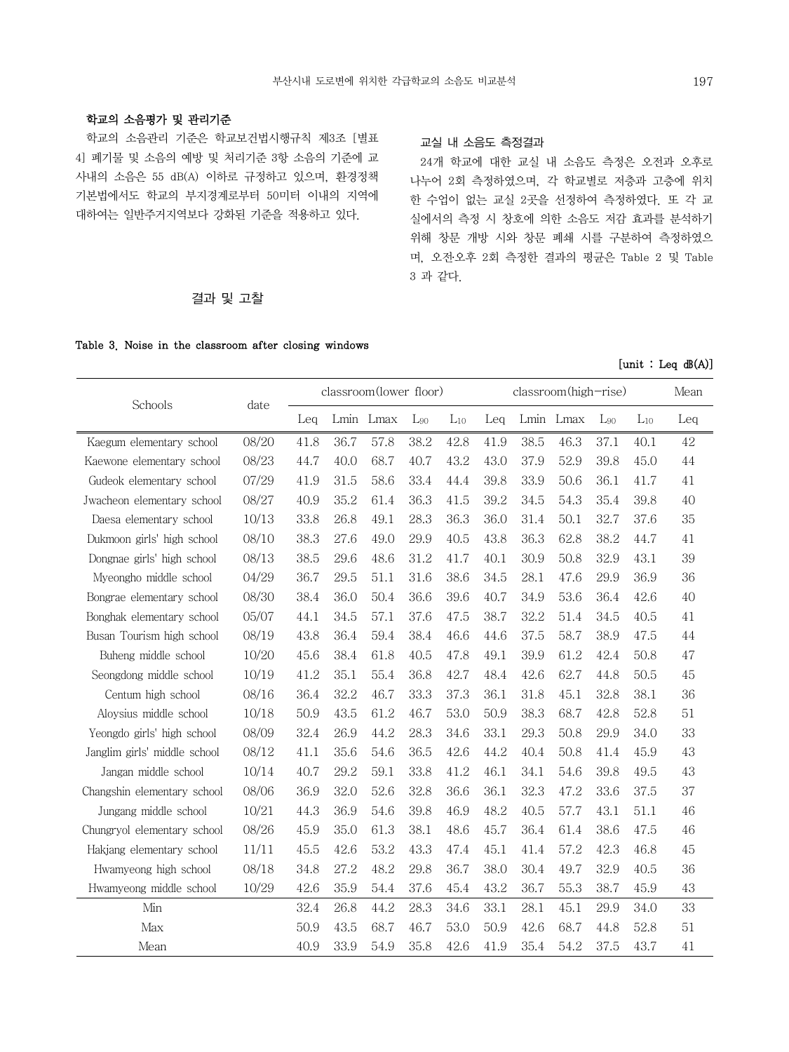### 학교의 소음평가 및 관리기준

학교의 소음관리 기준은 학교보건법시행규칙 제3조 [별표 4] 폐기물 및 소음의 예방 및 처리기준 3항 소음의 기준에 교사내의 소음은 55 dB(A) 이하로 규정하고 있으며, 환경정책기본법에서도 학교의 부지경계로부터 50미터 이내의 지역에 대하여는 일반주거지역보다 강화된 기준을 적용하고 있다.

## 결과 및 고찰

### 교실 내 소음도 측정결과

24개 학교에 대한 교실 내 소음도 측정은 오전과 오후로 나누어 2회 측정하였으며, 각 학교별로 저층과 고층에 위치한 수업이 없는 교실 2곳을 선정하여 측정하였다. 또 각 교실에서의 측정 시 창호에 의한 소음도 저감 효과를 분석하기 위해 창문 개방 시와 창문 폐쇄 시를 구분하여 측정하였으며, 오전·오후 2회 측정한 결과의 평균은 Table 2 및 Table 3 과 같다.

**Table 3. Noise in the classroom after closing windows**

[unit : Leq dB(A)]

| Schools | date | classroom(lower floor) | | | | | classroom(high-rise) | | | | | Mean |
|---|---|---|---|---|---|---|---|---|---|---|---|---|
| | | Leq | Lmin | Lmax | $L_{90}$ | $L_{10}$ | Leq | Lmin | Lmax | $L_{90}$ | $L_{10}$ | Leq |
| Kaegum elementary school | 08/20 | 41.8 | 36.7 | 57.8 | 38.2 | 42.8 | 41.9 | 38.5 | 46.3 | 37.1 | 40.1 | 42 |
| Kaewone elementary school | 08/23 | 44.7 | 40.0 | 68.7 | 40.7 | 43.2 | 43.0 | 37.9 | 52.9 | 39.8 | 45.0 | 44 |
| Gudeok elementary school | 07/29 | 41.9 | 31.5 | 58.6 | 33.4 | 44.4 | 39.8 | 33.9 | 50.6 | 36.1 | 41.7 | 41 |
| Jwacheon elementary school | 08/27 | 40.9 | 35.2 | 61.4 | 36.3 | 41.5 | 39.2 | 34.5 | 54.3 | 35.4 | 39.8 | 40 |
| Daesa elementary school | 10/13 | 33.8 | 26.8 | 49.1 | 28.3 | 36.3 | 36.0 | 31.4 | 50.1 | 32.7 | 37.6 | 35 |
| Dukmoon girls' high school | 08/10 | 38.3 | 27.6 | 49.0 | 29.9 | 40.5 | 43.8 | 36.3 | 62.8 | 38.2 | 44.7 | 41 |
| Dongnae girls' high school | 08/13 | 38.5 | 29.6 | 48.6 | 31.2 | 41.7 | 40.1 | 30.9 | 50.8 | 32.9 | 43.1 | 39 |
| Myeongho middle school | 04/29 | 36.7 | 29.5 | 51.1 | 31.6 | 38.6 | 34.5 | 28.1 | 47.6 | 29.9 | 36.9 | 36 |
| Bongrae elementary school | 08/30 | 38.4 | 36.0 | 50.4 | 36.6 | 39.6 | 40.7 | 34.9 | 53.6 | 36.4 | 42.6 | 40 |
| Bonghak elementary school | 05/07 | 44.1 | 34.5 | 57.1 | 37.6 | 47.5 | 38.7 | 32.2 | 51.4 | 34.5 | 40.5 | 41 |
| Busan Tourism high school | 08/19 | 43.8 | 36.4 | 59.4 | 38.4 | 46.6 | 44.6 | 37.5 | 58.7 | 38.9 | 47.5 | 44 |
| Buheng middle school | 10/20 | 45.6 | 38.4 | 61.8 | 40.5 | 47.8 | 49.1 | 39.9 | 61.2 | 42.4 | 50.8 | 47 |
| Seongdong middle school | 10/19 | 41.2 | 35.1 | 55.4 | 36.8 | 42.7 | 48.4 | 42.6 | 62.7 | 44.8 | 50.5 | 45 |
| Centum high school | 08/16 | 36.4 | 32.2 | 46.7 | 33.3 | 37.3 | 36.1 | 31.8 | 45.1 | 32.8 | 38.1 | 36 |
| Aloysius middle school | 10/18 | 50.9 | 43.5 | 61.2 | 46.7 | 53.0 | 50.9 | 38.3 | 68.7 | 42.8 | 52.8 | 51 |
| Yeongdo girls' high school | 08/09 | 32.4 | 26.9 | 44.2 | 28.3 | 34.6 | 33.1 | 29.3 | 50.8 | 29.9 | 34.0 | 33 |
| Janglim girls' middle school | 08/12 | 41.1 | 35.6 | 54.6 | 36.5 | 42.6 | 44.2 | 40.4 | 50.8 | 41.4 | 45.9 | 43 |
| Jangan middle school | 10/14 | 40.7 | 29.2 | 59.1 | 33.8 | 41.2 | 46.1 | 34.1 | 54.6 | 39.8 | 49.5 | 43 |
| Changshin elementary school | 08/06 | 36.9 | 32.0 | 52.6 | 32.8 | 36.6 | 36.1 | 32.3 | 47.2 | 33.6 | 37.5 | 37 |
| Jungang middle school | 10/21 | 44.3 | 36.9 | 54.6 | 39.8 | 46.9 | 48.2 | 40.5 | 57.7 | 43.1 | 51.1 | 46 |
| Chungryol elementary school | 08/26 | 45.9 | 35.0 | 61.3 | 38.1 | 48.6 | 45.7 | 36.4 | 61.4 | 38.6 | 47.5 | 46 |
| Hakjang elementary school | 11/11 | 45.5 | 42.6 | 53.2 | 43.3 | 47.4 | 45.1 | 41.4 | 57.2 | 42.3 | 46.8 | 45 |
| Hwamyeong high school | 08/18 | 34.8 | 27.2 | 48.2 | 29.8 | 36.7 | 38.0 | 30.4 | 49.7 | 32.9 | 40.5 | 36 |
| Hwamyeong middle school | 10/29 | 42.6 | 35.9 | 54.4 | 37.6 | 45.4 | 43.2 | 36.7 | 55.3 | 38.7 | 45.9 | 43 |
| Min | | 32.4 | 26.8 | 44.2 | 28.3 | 34.6 | 33.1 | 28.1 | 45.1 | 29.9 | 34.0 | 33 |
| Max | | 50.9 | 43.5 | 68.7 | 46.7 | 53.0 | 50.9 | 42.6 | 68.7 | 44.8 | 52.8 | 51 |
| Mean | | 40.9 | 33.9 | 54.9 | 35.8 | 42.6 | 41.9 | 35.4 | 54.2 | 37.5 | 43.7 | 41 |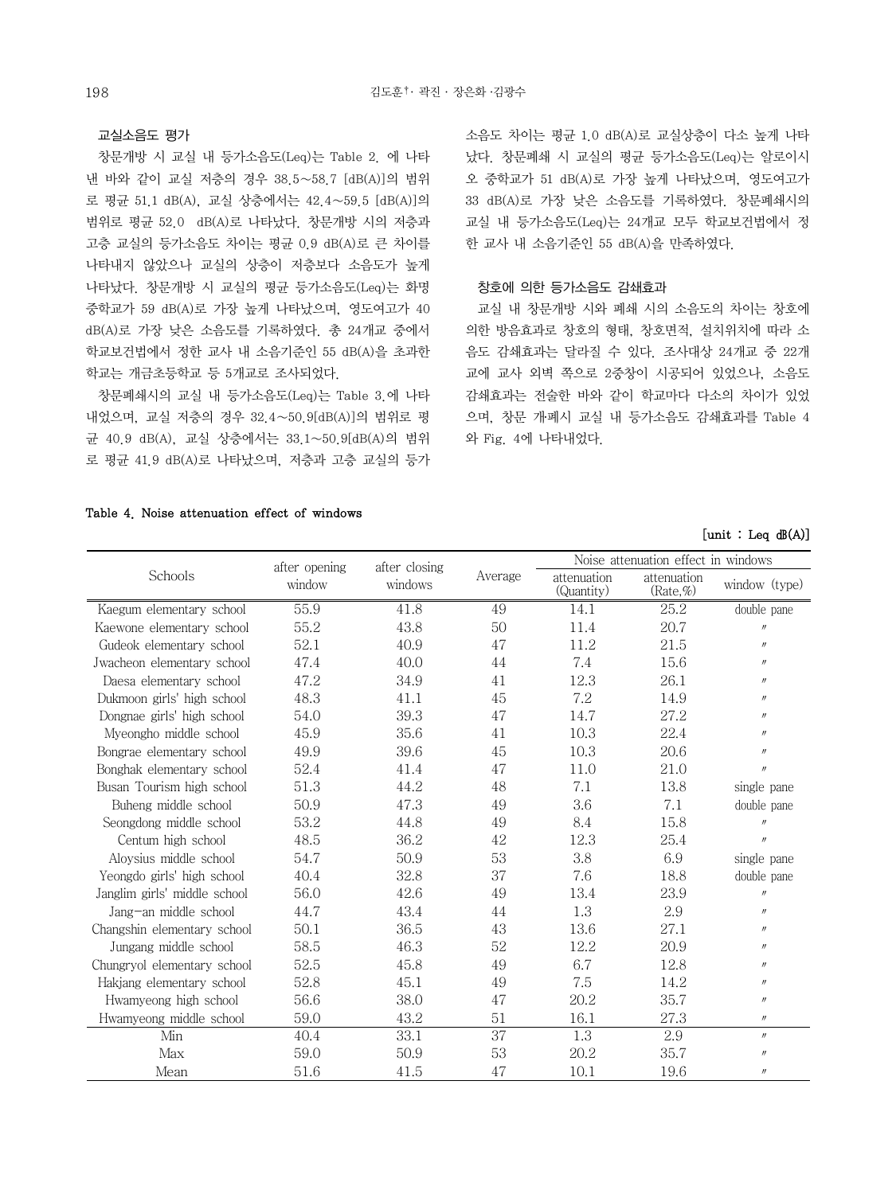### 교실소음도 평가

창문개방 시 교실 내 등가소음도(Leq)는 Table 2. 에 나타낸 바와 같이 교실 저층의 경우 38.5~58.7 [dB(A)]의 범위로 평균 51.1 dB(A), 교실 상층에서는 42.4~59.5 [dB(A)]의 범위로 평균 52.0 dB(A)로 나타났다. 창문개방 시의 저층과 고층 교실의 등가소음도 차이는 평균 0.9 dB(A)로 큰 차이를 나타내지 않았으나 교실의 상층이 저층보다 소음도가 높게 나타났다. 창문개방 시 교실의 평균 등가소음도(Leq)는 화명중학교가 59 dB(A)로 가장 높게 나타났으며, 영도여고가 40 dB(A)로 가장 낮은 소음도를 기록하였다. 총 24개교 중에서 학교보건법에서 정한 교사 내 소음기준인 55 dB(A)을 초과한 학교는 개금초등학교 등 5개교로 조사되었다.

창문폐쇄시의 교실 내 등가소음도(Leq)는 Table 3.에 나타내었으며, 교실 저층의 경우 32.4~50.9[dB(A)]의 범위로 평균 40.9 dB(A), 교실 상층에서는 33.1~50.9[dB(A)의 범위로 평균 41.9 dB(A)로 나타났으며, 저층과 고층 교실의 등가소음도 차이는 평균 1.0 dB(A)로 교실상층이 다소 높게 나타났다. 창문폐쇄 시 교실의 평균 등가소음도(Leq)는 알로이시오 중학교가 51 dB(A)로 가장 높게 나타났으며, 영도여고가 33 dB(A)로 가장 낮은 소음도를 기록하였다. 창문폐쇄시의 교실 내 등가소음도(Leq)는 24개교 모두 학교보건법에서 정한 교사 내 소음기준인 55 dB(A)을 만족하였다.

### 창호에 의한 등가소음도 감쇄효과

교실 내 창문개방 시와 폐쇄 시의 소음도의 차이는 창호에 의한 방음효과로 창호의 형태, 창호면적, 설치위치에 따라 소음도 감쇄효과는 달라질 수 있다. 조사대상 24개교 중 22개교에 교사 외벽 쪽으로 2중창이 시공되어 있었으나, 소음도 감쇄효과는 전술한 바와 같이 학교마다 다소의 차이가 있었으며, 창문 개폐시 교실 내 등가소음도 감쇄효과를 Table 4와 Fig. 4에 나타내었다.

Table 4. Noise attenuation effect of windows

[unit : Leq dB(A)]

| Schools | after opening window | after closing windows | Average | Noise attenuation effect in windows | | |
|---|---|---|---|---|---|---|
| | | | | attenuation (Quantity) | attenuation (Rate,%) | window (type) |
| Kaegum elementary school | 55.9 | 41.8 | 49 | 14.1 | 25.2 | double pane |
| Kaewone elementary school | 55.2 | 43.8 | 50 | 11.4 | 20.7 | 〃 |
| Gudeok elementary school | 52.1 | 40.9 | 47 | 11.2 | 21.5 | 〃 |
| Jwacheon elementary school | 47.4 | 40.0 | 44 | 7.4 | 15.6 | 〃 |
| Daesa elementary school | 47.2 | 34.9 | 41 | 12.3 | 26.1 | 〃 |
| Dukmoon girls' high school | 48.3 | 41.1 | 45 | 7.2 | 14.9 | 〃 |
| Dongnae girls' high school | 54.0 | 39.3 | 47 | 14.7 | 27.2 | 〃 |
| Myeongho middle school | 45.9 | 35.6 | 41 | 10.3 | 22.4 | 〃 |
| Bongrae elementary school | 49.9 | 39.6 | 45 | 10.3 | 20.6 | 〃 |
| Bonghak elementary school | 52.4 | 41.4 | 47 | 11.0 | 21.0 | 〃 |
| Busan Tourism high school | 51.3 | 44.2 | 48 | 7.1 | 13.8 | single pane |
| Buheng middle school | 50.9 | 47.3 | 49 | 3.6 | 7.1 | double pane |
| Seongdong middle school | 53.2 | 44.8 | 49 | 8.4 | 15.8 | 〃 |
| Centum high school | 48.5 | 36.2 | 42 | 12.3 | 25.4 | 〃 |
| Aloysius middle school | 54.7 | 50.9 | 53 | 3.8 | 6.9 | single pane |
| Yeongdo girls' high school | 40.4 | 32.8 | 37 | 7.6 | 18.8 | double pane |
| Janglim girls' middle school | 56.0 | 42.6 | 49 | 13.4 | 23.9 | 〃 |
| Jang-an middle school | 44.7 | 43.4 | 44 | 1.3 | 2.9 | 〃 |
| Changshin elementary school | 50.1 | 36.5 | 43 | 13.6 | 27.1 | 〃 |
| Jungang middle school | 58.5 | 46.3 | 52 | 12.2 | 20.9 | 〃 |
| Chungryol elementary school | 52.5 | 45.8 | 49 | 6.7 | 12.8 | 〃 |
| Hakjang elementary school | 52.8 | 45.1 | 49 | 7.5 | 14.2 | 〃 |
| Hwamyeong high school | 56.6 | 38.0 | 47 | 20.2 | 35.7 | 〃 |
| Hwamyeong middle school | 59.0 | 43.2 | 51 | 16.1 | 27.3 | 〃 |
| Min | 40.4 | 33.1 | 37 | 1.3 | 2.9 | 〃 |
| Max | 59.0 | 50.9 | 53 | 20.2 | 35.7 | 〃 |
| Mean | 51.6 | 41.5 | 47 | 10.1 | 19.6 | 〃 |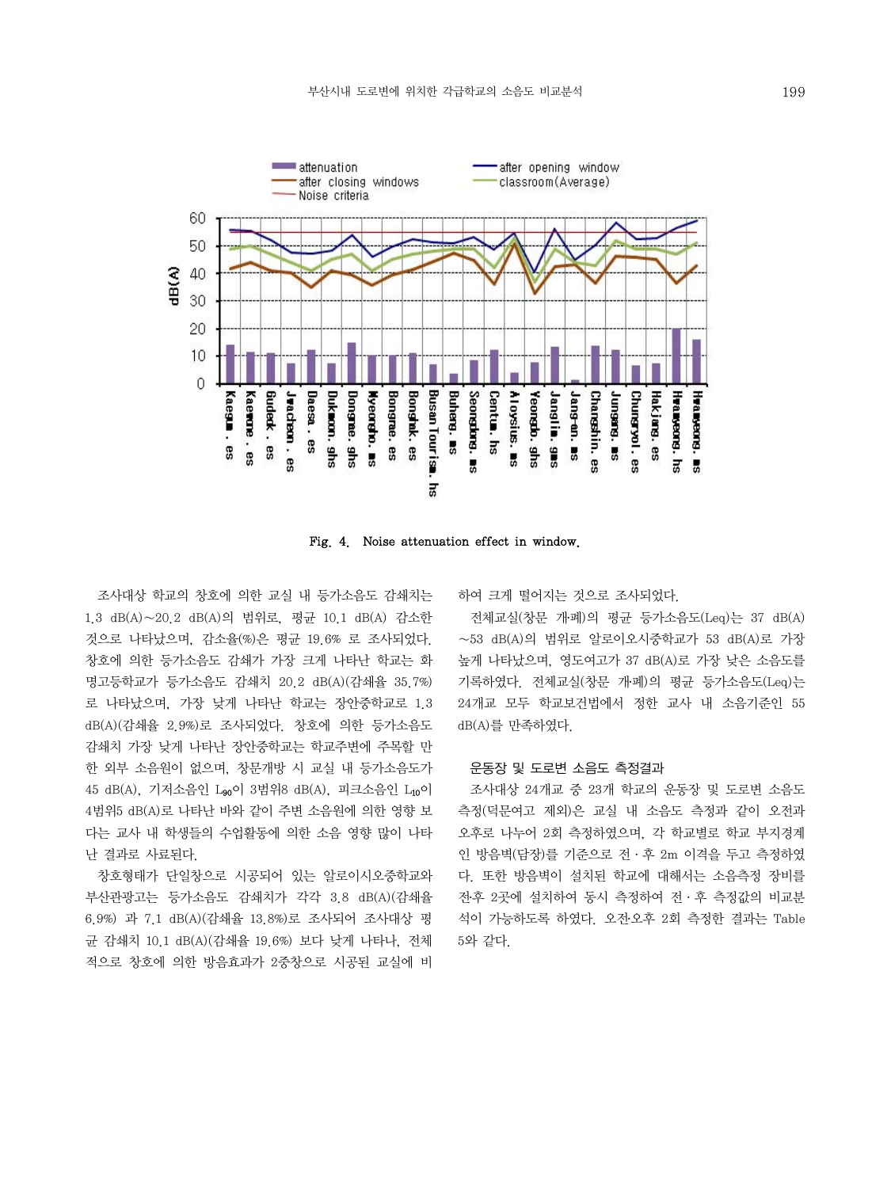Fig. 4. Noise attenuation effect in window.

조사대상 학교의 창호에 의한 교실 내 등가소음도 감쇄치는 1.3 dB(A)~20.2 dB(A)의 범위로, 평균 10.1 dB(A) 감소한 것으로 나타났으며, 감소율(%)은 평균 19.6% 로 조사되었다. 창호에 의한 등가소음도 감쇄가 가장 크게 나타난 학교는 화명고등학교가 등가소음도 감쇄치 20.2 dB(A)(감쇄율 35.7%)로 나타났으며, 가장 낮게 나타난 학교는 장안중학교로 1.3 dB(A)(감쇄율 2.9%)로 조사되었다. 창호에 의한 등가소음도 감쇄치 가장 낮게 나타난 장안중학교는 학교주변에 주목할 만한 외부 소음원이 없으며, 창문개방 시 교실 내 등가소음도가 45 dB(A), 기저소음인 $L_{90}$이 3범위8 dB(A), 피크소음인 $L_{10}$이 4범위5 dB(A)로 나타난 바와 같이 주변 소음원에 의한 영향 보다는 교사 내 학생들의 수업활동에 의한 소음 영향 많이 나타난 결과로 사료된다.

창호형태가 단일창으로 시공되어 있는 알로이시오중학교와 부산관광고는 등가소음도 감쇄치가 각각 3.8 dB(A)(감쇄율 6.9%) 과 7.1 dB(A)(감쇄율 13.8%)로 조사되어 조사대상 평균 감쇄치 10.1 dB(A)(감쇄율 19.6%) 보다 낮게 나타나, 전체적으로 창호에 의한 방음효과가 2중창으로 시공된 교실에 비하여 크게 떨어지는 것으로 조사되었다.

전체교실(창문 개폐)의 평균 등가소음도(Leq)는 37 dB(A)~53 dB(A)의 범위로 알로이오시중학교가 53 dB(A)로 가장 높게 나타났으며, 영도여고가 37 dB(A)로 가장 낮은 소음도를 기록하였다. 전체교실(창문 개폐)의 평균 등가소음도(Leq)는 24개교 모두 학교보건법에서 정한 교사 내 소음기준인 55 dB(A)를 만족하였다.

### 운동장 및 도로변 소음도 측정결과

조사대상 24개교 중 23개 학교의 운동장 및 도로변 소음도 측정(덕문여고 제외)은 교실 내 소음도 측정과 같이 오전과 오후로 나누어 2회 측정하였으며, 각 학교별로 학교 부지경계인 방음벽(담장)를 기준으로 전ㆍ후 2m 이격을 두고 측정하였다. 또한 방음벽이 설치된 학교에 대해서는 소음측정 장비를 전후 2곳에 설치하여 동시 측정하여 전ㆍ후 측정값의 비교분석이 가능하도록 하였다. 오전오후 2회 측정한 결과는 Table 5와 같다.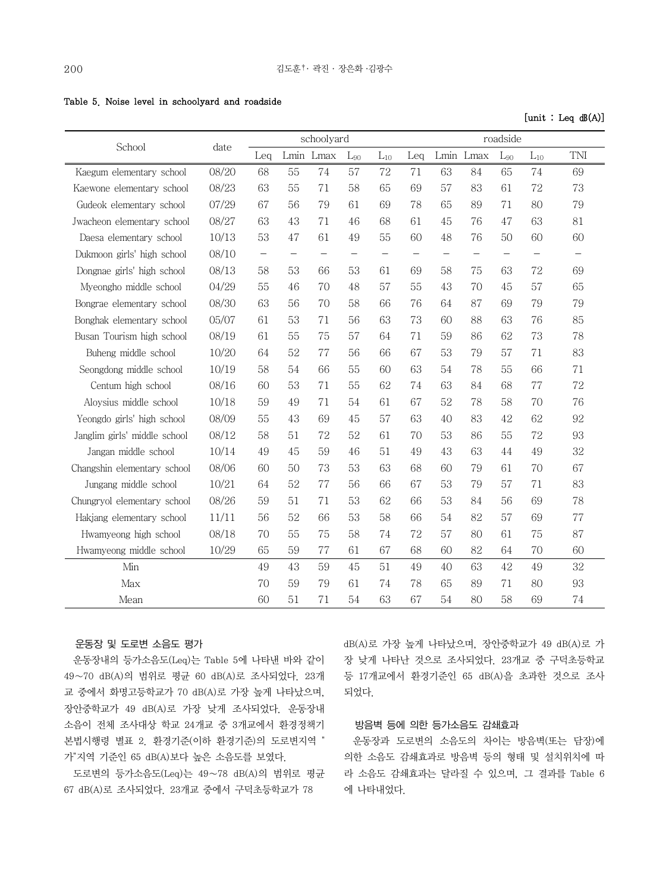Table 5. Noise level in schoolyard and roadside

[unit : Leq dB(A)]

| School | date | schoolyard | | | | | roadside | | | | | |
|---|---|---|---|---|---|---|---|---|---|---|---|---|
| | | Leq | Lmin | Lmax | $L_{90}$ | $L_{10}$ | Leq | Lmin | Lmax | $L_{90}$ | $L_{10}$ | TNI |
| Kaegum elementary school | 08/20 | 68 | 55 | 74 | 57 | 72 | 71 | 63 | 84 | 65 | 74 | 69 |
| Kaewone elementary school | 08/23 | 63 | 55 | 71 | 58 | 65 | 69 | 57 | 83 | 61 | 72 | 73 |
| Gudeok elementary school | 07/29 | 67 | 56 | 79 | 61 | 69 | 78 | 65 | 89 | 71 | 80 | 79 |
| Jwacheon elementary school | 08/27 | 63 | 43 | 71 | 46 | 68 | 61 | 45 | 76 | 47 | 63 | 81 |
| Daesa elementary school | 10/13 | 53 | 47 | 61 | 49 | 55 | 60 | 48 | 76 | 50 | 60 | 60 |
| Dukmoon girls' high school | 08/10 | – | – | – | – | – | – | – | – | – | – | – |
| Dongnae girls' high school | 08/13 | 58 | 53 | 66 | 53 | 61 | 69 | 58 | 75 | 63 | 72 | 69 |
| Myeongho middle school | 04/29 | 55 | 46 | 70 | 48 | 57 | 55 | 43 | 70 | 45 | 57 | 65 |
| Bongrae elementary school | 08/30 | 63 | 56 | 70 | 58 | 66 | 76 | 64 | 87 | 69 | 79 | 79 |
| Bonghak elementary school | 05/07 | 61 | 53 | 71 | 56 | 63 | 73 | 60 | 88 | 63 | 76 | 85 |
| Busan Tourism high school | 08/19 | 61 | 55 | 75 | 57 | 64 | 71 | 59 | 86 | 62 | 73 | 78 |
| Buheng middle school | 10/20 | 64 | 52 | 77 | 56 | 66 | 67 | 53 | 79 | 57 | 71 | 83 |
| Seongdong middle school | 10/19 | 58 | 54 | 66 | 55 | 60 | 63 | 54 | 78 | 55 | 66 | 71 |
| Centum high school | 08/16 | 60 | 53 | 71 | 55 | 62 | 74 | 63 | 84 | 68 | 77 | 72 |
| Aloysius middle school | 10/18 | 59 | 49 | 71 | 54 | 61 | 67 | 52 | 78 | 58 | 70 | 76 |
| Yeongdo girls' high school | 08/09 | 55 | 43 | 69 | 45 | 57 | 63 | 40 | 83 | 42 | 62 | 92 |
| Janglim girls' middle school | 08/12 | 58 | 51 | 72 | 52 | 61 | 70 | 53 | 86 | 55 | 72 | 93 |
| Jangan middle school | 10/14 | 49 | 45 | 59 | 46 | 51 | 49 | 43 | 63 | 44 | 49 | 32 |
| Changshin elementary school | 08/06 | 60 | 50 | 73 | 53 | 63 | 68 | 60 | 79 | 61 | 70 | 67 |
| Jungang middle school | 10/21 | 64 | 52 | 77 | 56 | 66 | 67 | 53 | 79 | 57 | 71 | 83 |
| Chungryol elementary school | 08/26 | 59 | 51 | 71 | 53 | 62 | 66 | 53 | 84 | 56 | 69 | 78 |
| Hakjang elementary school | 11/11 | 56 | 52 | 66 | 53 | 58 | 66 | 54 | 82 | 57 | 69 | 77 |
| Hwamyeong high school | 08/18 | 70 | 55 | 75 | 58 | 74 | 72 | 57 | 80 | 61 | 75 | 87 |
| Hwamyeong middle school | 10/29 | 65 | 59 | 77 | 61 | 67 | 68 | 60 | 82 | 64 | 70 | 60 |
| Min | | 49 | 43 | 59 | 45 | 51 | 49 | 40 | 63 | 42 | 49 | 32 |
| Max | | 70 | 59 | 79 | 61 | 74 | 78 | 65 | 89 | 71 | 80 | 93 |
| Mean | | 60 | 51 | 71 | 54 | 63 | 67 | 54 | 80 | 58 | 69 | 74 |

### 운동장 및 도로변 소음도 평가

운동장내의 등가소음도(Leq)는 Table 5에 나타낸 바와 같이 49~70 dB(A)의 범위로 평균 60 dB(A)로 조사되었다. 23개교 중에서 화명고등학교가 70 dB(A)로 가장 높게 나타났으며, 장안중학교가 49 dB(A)로 가장 낮게 조사되었다. 운동장내 소음이 전체 조사대상 학교 24개교 중 3개교에서 환경정책기본법시행령 별표 2. 환경기준(이하 환경기준)의 도로변지역 "가"지역 기준인 65 dB(A)보다 높은 소음도를 보였다.

도로변의 등가소음도(Leq)는 49~78 dB(A)의 범위로 평균 67 dB(A)로 조사되었다. 23개교 중에서 구덕초등학교가 78 dB(A)로 가장 높게 나타났으며, 장안중학교가 49 dB(A)로 가장 낮게 나타난 것으로 조사되었다. 23개교 중 구덕초등학교 등 17개교에서 환경기준인 65 dB(A)을 초과한 것으로 조사되었다.

### 방음벽 등에 의한 등가소음도 감쇄효과

운동장과 도로변의 소음도의 차이는 방음벽(또는 담장)에 의한 소음도 감쇄효과로 방음벽 등의 형태 및 설치위치에 따라 소음도 감쇄효과는 달라질 수 있으며, 그 결과를 Table 6에 나타내었다.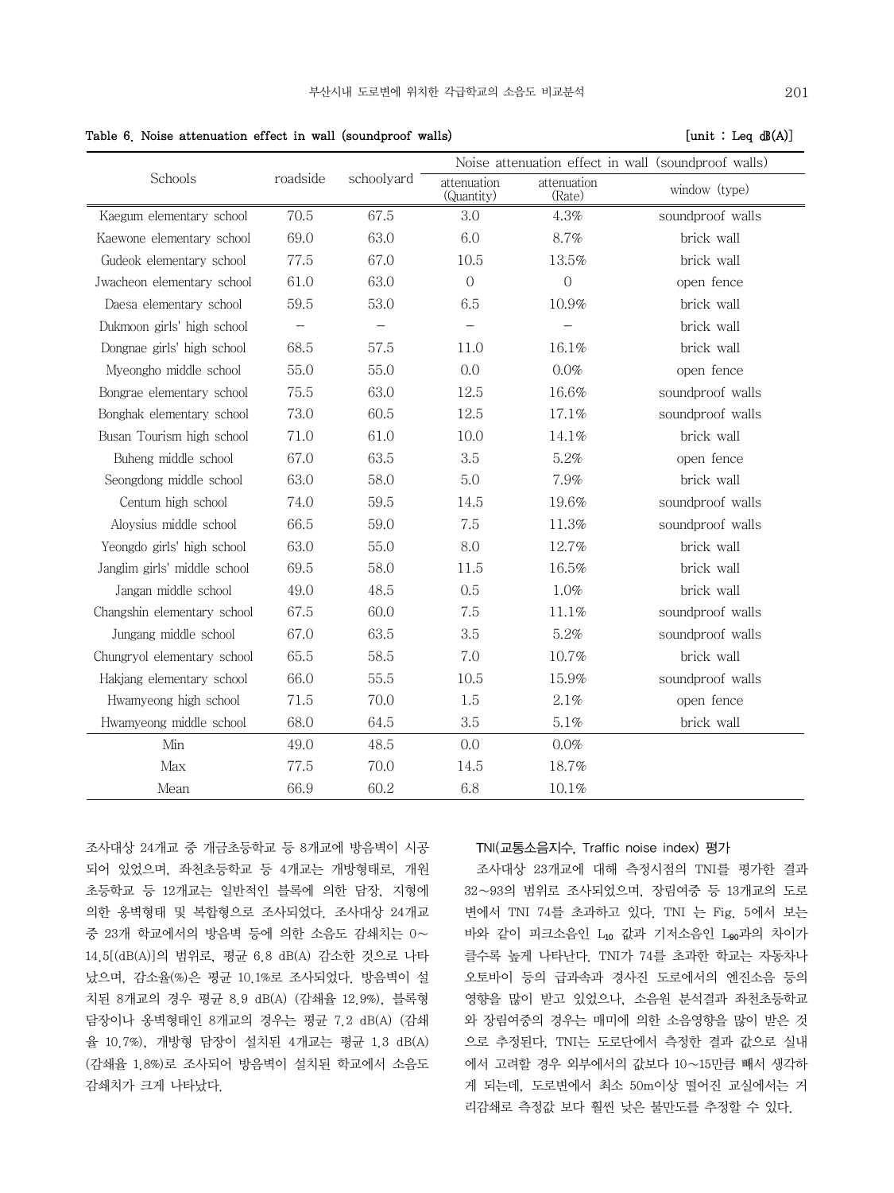Table 6. Noise attenuation effect in wall (soundproof walls) [unit : Leq dB(A)]

| Schools | roadside | schoolyard | Noise attenuation effect in wall (soundproof walls) | | |
|---|---|---|---|---|---|
| | | | attenuation (Quantity) | attenuation (Rate) | window (type) |
| Kaegum elementary school | 70.5 | 67.5 | 3.0 | 4.3% | soundproof walls |
| Kaewone elementary school | 69.0 | 63.0 | 6.0 | 8.7% | brick wall |
| Gudeok elementary school | 77.5 | 67.0 | 10.5 | 13.5% | brick wall |
| Jwacheon elementary school | 61.0 | 63.0 | 0 | 0 | open fence |
| Daesa elementary school | 59.5 | 53.0 | 6.5 | 10.9% | brick wall |
| Dukmoon girls' high school | – | – | – | – | brick wall |
| Dongnae girls' high school | 68.5 | 57.5 | 11.0 | 16.1% | brick wall |
| Myeongho middle school | 55.0 | 55.0 | 0.0 | 0.0% | open fence |
| Bongrae elementary school | 75.5 | 63.0 | 12.5 | 16.6% | soundproof walls |
| Bonghak elementary school | 73.0 | 60.5 | 12.5 | 17.1% | soundproof walls |
| Busan Tourism high school | 71.0 | 61.0 | 10.0 | 14.1% | brick wall |
| Buheng middle school | 67.0 | 63.5 | 3.5 | 5.2% | open fence |
| Seongdong middle school | 63.0 | 58.0 | 5.0 | 7.9% | brick wall |
| Centum high school | 74.0 | 59.5 | 14.5 | 19.6% | soundproof walls |
| Aloysius middle school | 66.5 | 59.0 | 7.5 | 11.3% | soundproof walls |
| Yeongdo girls' high school | 63.0 | 55.0 | 8.0 | 12.7% | brick wall |
| Janglim girls' middle school | 69.5 | 58.0 | 11.5 | 16.5% | brick wall |
| Jangan middle school | 49.0 | 48.5 | 0.5 | 1.0% | brick wall |
| Changshin elementary school | 67.5 | 60.0 | 7.5 | 11.1% | soundproof walls |
| Jungang middle school | 67.0 | 63.5 | 3.5 | 5.2% | soundproof walls |
| Chungryol elementary school | 65.5 | 58.5 | 7.0 | 10.7% | brick wall |
| Hakjang elementary school | 66.0 | 55.5 | 10.5 | 15.9% | soundproof walls |
| Hwamyeong high school | 71.5 | 70.0 | 1.5 | 2.1% | open fence |
| Hwamyeong middle school | 68.0 | 64.5 | 3.5 | 5.1% | brick wall |
| Min | 49.0 | 48.5 | 0.0 | 0.0% | |
| Max | 77.5 | 70.0 | 14.5 | 18.7% | |
| Mean | 66.9 | 60.2 | 6.8 | 10.1% | |

조사대상 24개교 중 개금초등학교 등 8개교에 방음벽이 시공되어 있었으며, 좌천초등학교 등 4개교는 개방형태로, 개원초등학교 등 12개교는 일반적인 블록에 의한 담장, 지형에 의한 옹벽형태 및 복합형으로 조사되었다. 조사대상 24개교 중 23개 학교에서의 방음벽 등에 의한 소음도 감쇄치는 0~14.5[(dB(A)]의 범위로, 평균 6.8 dB(A) 감소한 것으로 나타났으며, 감소율(%)은 평균 10.1%로 조사되었다. 방음벽이 설치된 8개교의 경우 평균 8.9 dB(A) (감쇄율 12.9%), 블록형 담장이나 옹벽형태인 8개교의 경우는 평균 7.2 dB(A) (감쇄율 10.7%), 개방형 담장이 설치된 4개교는 평균 1.3 dB(A) (감쇄율 1.8%)로 조사되어 방음벽이 설치된 학교에서 소음도 감쇄치가 크게 나타났다.

**TNI(교통소음지수, Traffic noise index) 평가**

조사대상 23개교에 대해 측정시점의 TNI를 평가한 결과 32~93의 범위로 조사되었으며, 장림여중 등 13개교의 도로변에서 TNI 74를 초과하고 있다. TNI 는 Fig. 5에서 보는 바와 같이 피크소음인 $L_{10}$ 값과 기저소음인 $L_{90}$과의 차이가 클수록 높게 나타난다. TNI가 74를 초과한 학교는 자동차나 오토바이 등의 급과속과 경사진 도로에서의 엔진소음 등의 영향을 많이 받고 있었으나, 소음원 분석결과 좌천초등학교와 장림여중의 경우는 매미에 의한 소음영향을 많이 받은 것으로 추정된다. TNI는 도로단에서 측정한 결과 값으로 실내에서 고려할 경우 외부에서의 값보다 10~15만큼 빼서 생각하게 되는데, 도로변에서 최소 50m이상 떨어진 교실에서는 거리감쇄로 측정값 보다 훨씬 낮은 불만도를 추정할 수 있다.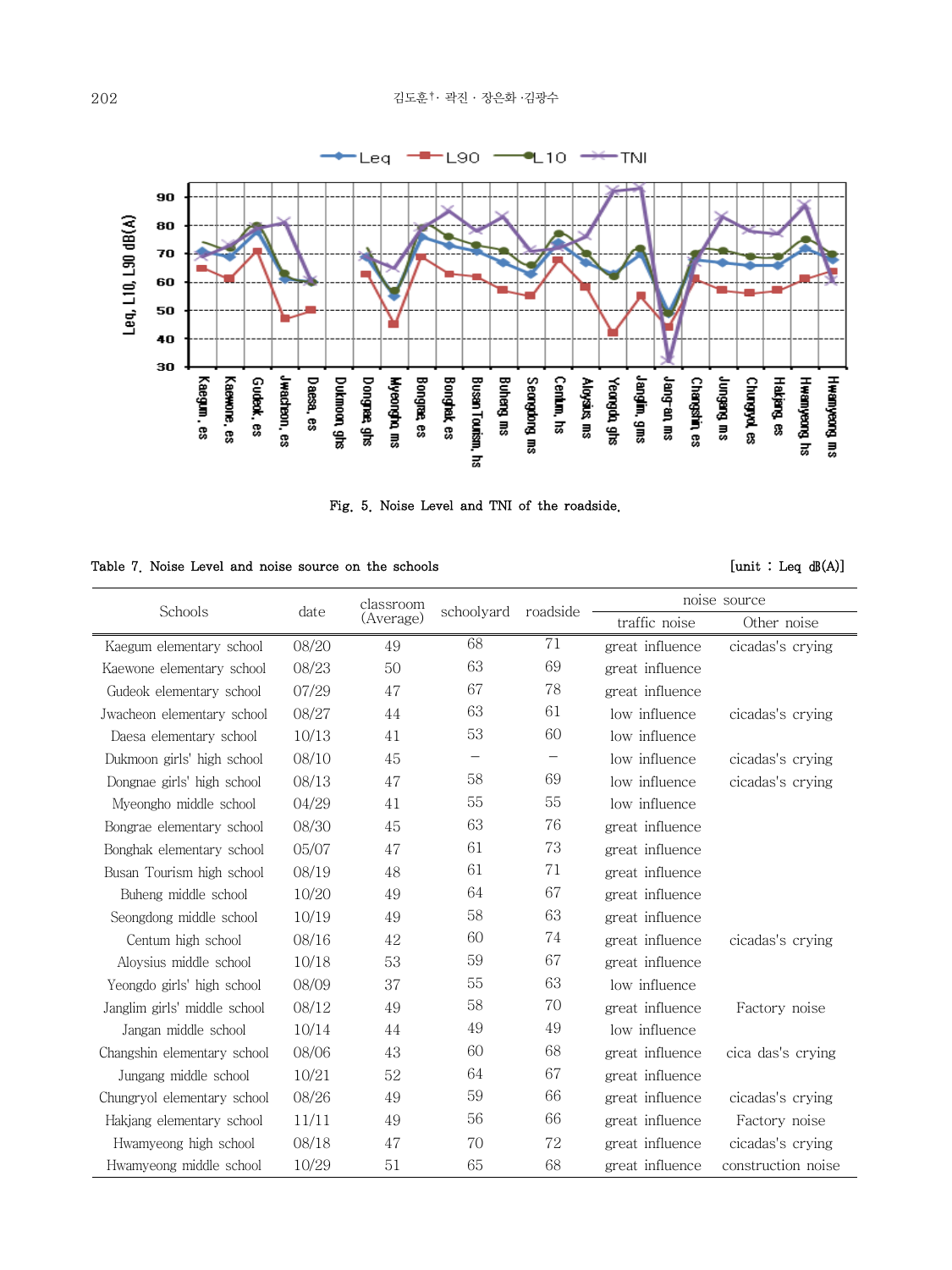Fig. 5. Noise Level and TNI of the roadside.

Table 7. Noise Level and noise source on the schools [unit : Leq dB(A)]

| Schools | date | classroom (Average) | schoolyard | roadside | noise source | |
|---|---|---|---|---|---|---|
| | | | | | traffic noise | Other noise |
| Kaegum elementary school | 08/20 | 49 | 68 | 71 | great influence | cicadas's crying |
| Kaewone elementary school | 08/23 | 50 | 63 | 69 | great influence | |
| Gudeok elementary school | 07/29 | 47 | 67 | 78 | great influence | |
| Jwacheon elementary school | 08/27 | 44 | 63 | 61 | low influence | cicadas's crying |
| Daesa elementary school | 10/13 | 41 | 53 | 60 | low influence | |
| Dukmoon girls' high school | 08/10 | 45 | – | – | low influence | cicadas's crying |
| Dongnae girls' high school | 08/13 | 47 | 58 | 69 | low influence | cicadas's crying |
| Myeongho middle school | 04/29 | 41 | 55 | 55 | low influence | |
| Bongrae elementary school | 08/30 | 45 | 63 | 76 | great influence | |
| Bonghak elementary school | 05/07 | 47 | 61 | 73 | great influence | |
| Busan Tourism high school | 08/19 | 48 | 61 | 71 | great influence | |
| Buheng middle school | 10/20 | 49 | 64 | 67 | great influence | |
| Seongdong middle school | 10/19 | 49 | 58 | 63 | great influence | |
| Centum high school | 08/16 | 42 | 60 | 74 | great influence | cicadas's crying |
| Aloysius middle school | 10/18 | 53 | 59 | 67 | great influence | |
| Yeongdo girls' high school | 08/09 | 37 | 55 | 63 | low influence | |
| Janglim girls' middle school | 08/12 | 49 | 58 | 70 | great influence | Factory noise |
| Jangan middle school | 10/14 | 44 | 49 | 49 | low influence | |
| Changshin elementary school | 08/06 | 43 | 60 | 68 | great influence | cica das's crying |
| Jungang middle school | 10/21 | 52 | 64 | 67 | great influence | |
| Chungryol elementary school | 08/26 | 49 | 59 | 66 | great influence | cicadas's crying |
| Hakjang elementary school | 11/11 | 49 | 56 | 66 | great influence | Factory noise |
| Hwamyeong high school | 08/18 | 47 | 70 | 72 | great influence | cicadas's crying |
| Hwamyeong middle school | 10/29 | 51 | 65 | 68 | great influence | construction noise |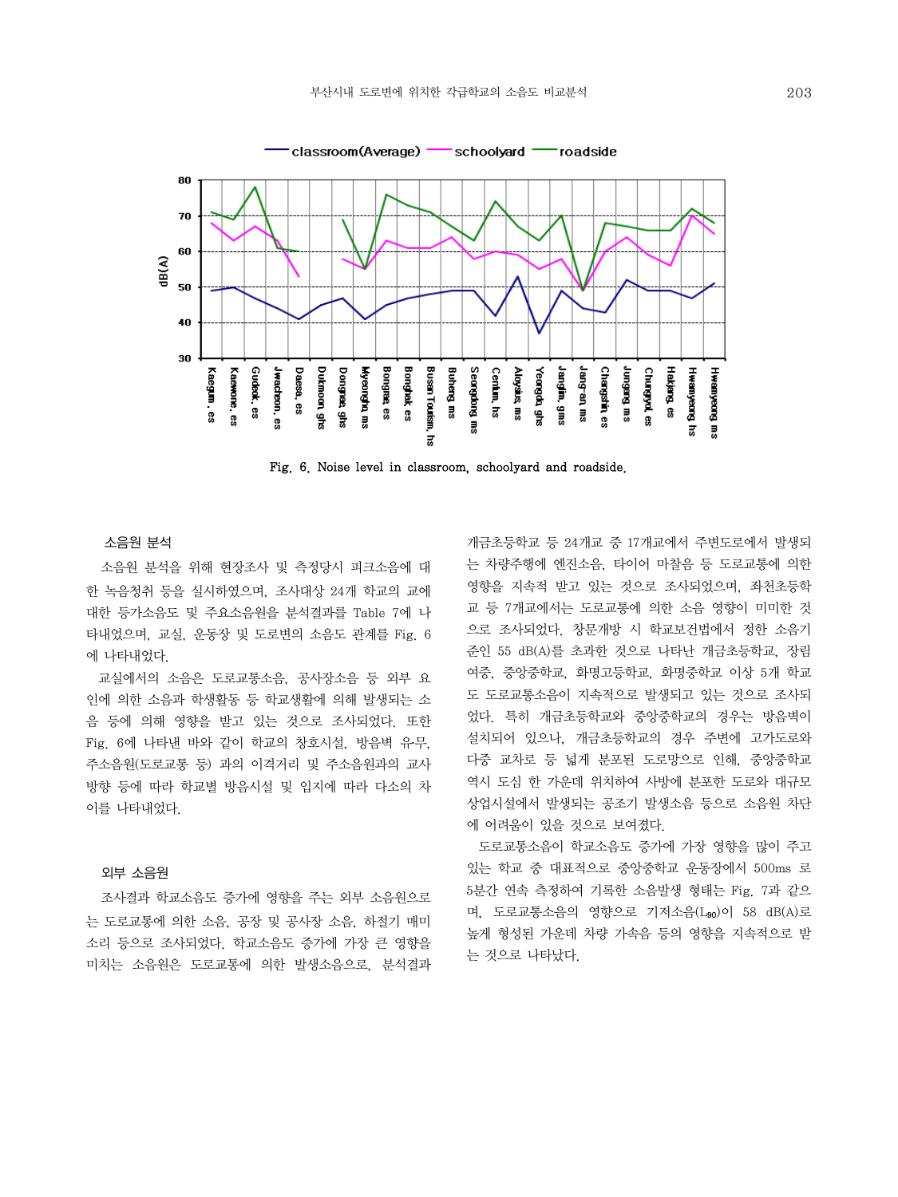Fig. 6. Noise level in classroom, schoolyard and roadside.

### 소음원 분석

소음원 분석을 위해 현장조사 및 측정당시 피크소음에 대한 녹음청취 등을 실시하였으며, 조사대상 24개 학교의 교에 대한 등가소음도 및 주요소음원을 분석결과를 Table 7에 나타내었으며, 교실, 운동장 및 도로변의 소음도 관계를 Fig. 6에 나타내었다.

교실에서의 소음은 도로교통소음, 공사장소음 등 외부 요인에 의한 소음과 학생활동 등 학교생활에 의해 발생되는 소음 등에 의해 영향을 받고 있는 것으로 조사되었다. 또한 Fig. 6에 나타낸 바와 같이 학교의 창호시설, 방음벽 유무, 주소음원(도로교통 등) 과의 이격거리 및 주소음원과의 교사 방향 등에 따라 학교별 방음시설 및 입지에 따라 다소의 차이를 나타내었다.

### 외부 소음원

조사결과 학교소음도 증가에 영향을 주는 외부 소음원으로는 도로교통에 의한 소음, 공장 및 공사장 소음, 하절기 매미소리 등으로 조사되었다. 학교소음도 증가에 가장 큰 영향을 미치는 소음원은 도로교통에 의한 발생소음으로, 분석결과 개금초등학교 등 24개교 중 17개교에서 주변도로에서 발생되는 차량주행에 엔진소음, 타이어 마찰음 등 도로교통에 의한 영향을 지속적 받고 있는 것으로 조사되었으며, 좌천초등학교 등 7개교에서는 도로교통에 의한 소음 영향이 미미한 것으로 조사되었다. 창문개방 시 학교보건법에서 정한 소음기준인 55 dB(A)를 초과한 것으로 나타난 개금초등학교, 장림여중, 중앙중학교, 화명고등학교, 화명중학교 이상 5개 학교도 도로교통소음이 지속적으로 발생되고 있는 것으로 조사되었다. 특히 개금초등학교와 중앙중학교의 경우는 방음벽이 설치되어 있으나, 개금초등학교의 경우 주변에 고가도로와 다중 교차로 등 넓게 분포된 도로망으로 인해, 중앙중학교 역시 도심 한 가운데 위치하여 사방에 분포한 도로와 대규모 상업시설에서 발생되는 공조기 발생소음 등으로 소음원 차단에 어려움이 있을 것으로 보여졌다.

도로교통소음이 학교소음도 증가에 가장 영향을 많이 주고 있는 학교 중 대표적으로 중앙중학교 운동장에서 500ms 로 5분간 연속 측정하여 기록한 소음발생 형태는 Fig. 7과 같으며, 도로교통소음의 영향으로 기저소음($L_{90}$)이 58 dB(A)로 높게 형성된 가운데 차량 가속음 등의 영향을 지속적으로 받는 것으로 나타났다.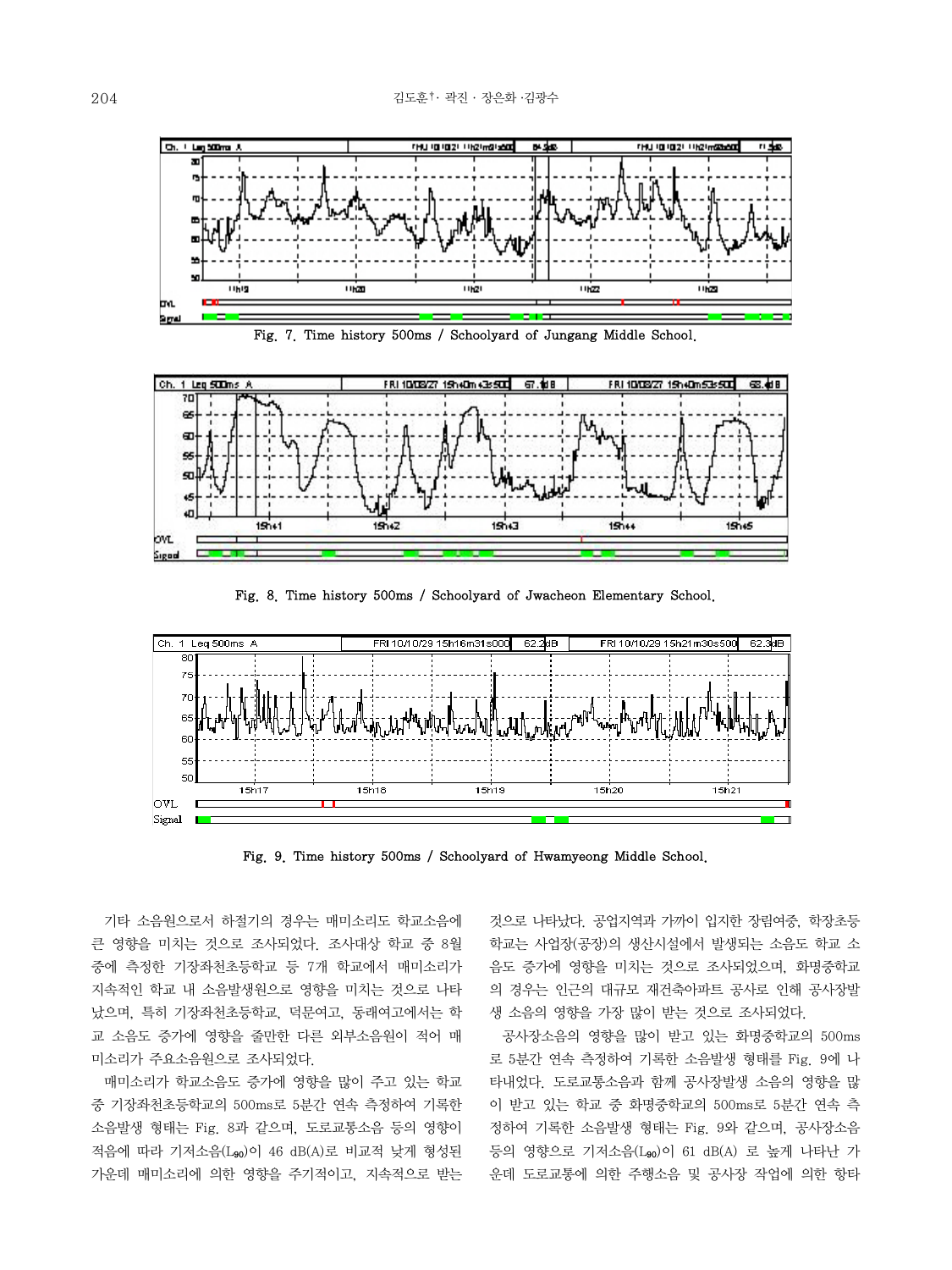Fig. 7. Time history 500ms / Schoolyard of Jungang Middle School.

Fig. 8. Time history 500ms / Schoolyard of Jwacheon Elementary School.

Fig. 9. Time history 500ms / Schoolyard of Hwamyeong Middle School.

기타 소음원으로서 하절기의 경우는 매미소리도 학교소음에 큰 영향을 미치는 것으로 조사되었다. 조사대상 학교 중 8월 중에 측정한 기장좌천초등학교 등 7개 학교에서 매미소리가 지속적인 학교 내 소음발생원으로 영향을 미치는 것으로 나타났으며, 특히 기장좌천초등학교, 덕문여고, 동래여고에서는 학교 소음도 증가에 영향을 줄만한 다른 외부소음원이 적어 매미소리가 주요소음원으로 조사되었다.

매미소리가 학교소음도 증가에 영향을 많이 주고 있는 학교 중 기장좌천초등학교의 500ms로 5분간 연속 측정하여 기록한 소음발생 형태는 Fig. 8과 같으며, 도로교통소음 등의 영향이 적음에 따라 기저소음($L_{90}$)이 46 dB(A)로 비교적 낮게 형성된 가운데 매미소리에 의한 영향을 주기적이고, 지속적으로 받는 것으로 나타났다. 공업지역과 가까이 입지한 장림여중, 학장초등학교는 사업장(공장)의 생산시설에서 발생되는 소음도 학교 소음도 증가에 영향을 미치는 것으로 조사되었으며, 화명중학교의 경우는 인근의 대규모 재건축아파트 공사로 인해 공사장발생 소음의 영향을 가장 많이 받는 것으로 조사되었다.

공사장소음의 영향을 많이 받고 있는 화명중학교의 500ms로 5분간 연속 측정하여 기록한 소음발생 형태를 Fig. 9에 나타내었다. 도로교통소음과 함께 공사장발생 소음의 영향을 많이 받고 있는 학교 중 화명중학교의 500ms로 5분간 연속 측정하여 기록한 소음발생 형태는 Fig. 9와 같으며, 공사장소음 등의 영향으로 기저소음($L_{90}$)이 61 dB(A) 로 높게 나타난 가운데 도로교통에 의한 주행소음 및 공사장 작업에 의한 항타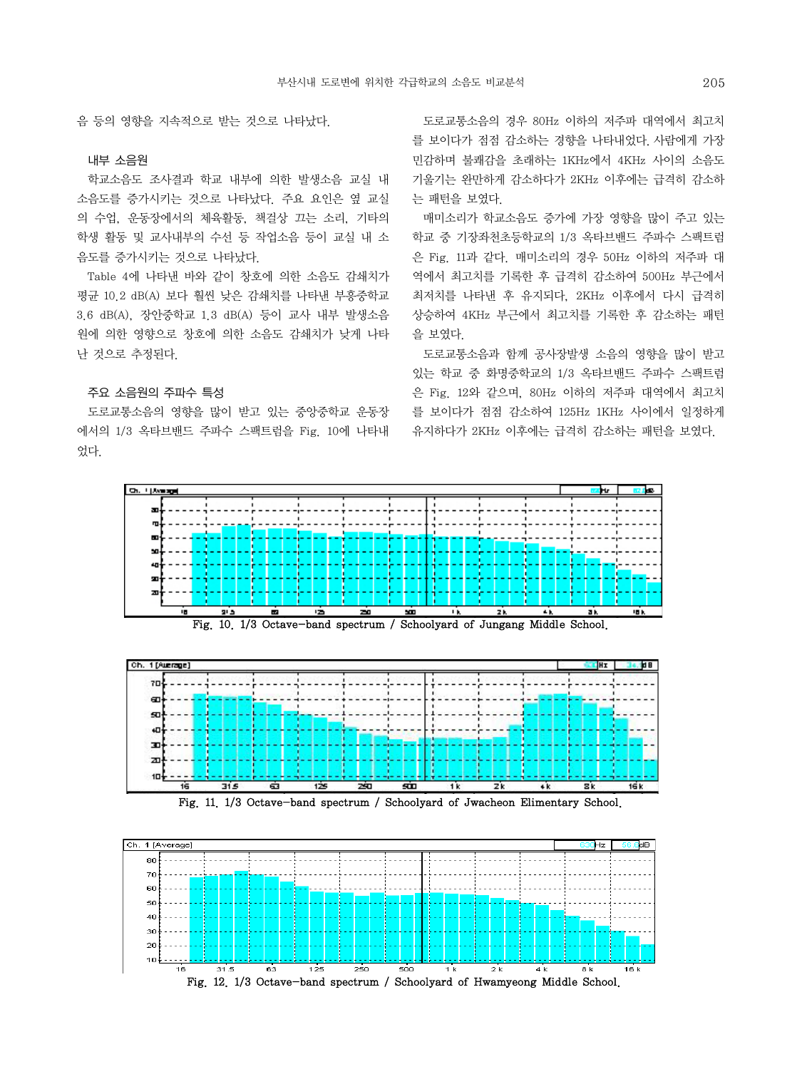음 등의 영향을 지속적으로 받는 것으로 나타났다.

### 내부 소음원

학교소음도 조사결과 학교 내부에 의한 발생소음 교실 내 소음도를 증가시키는 것으로 나타났다. 주요 요인은 옆 교실의 수업, 운동장에서의 체육활동, 책걸상 끄는 소리, 기타의 학생 활동 및 교사내부의 수선 등 작업소음 등이 교실 내 소음도를 증가시키는 것으로 나타났다.

Table 4에 나타낸 바와 같이 창호에 의한 소음도 감쇄치가 평균 10.2 dB(A) 보다 훨씬 낮은 감쇄치를 나타낸 부흥중학교 3.6 dB(A), 장안중학교 1.3 dB(A) 등이 교사 내부 발생소음원에 의한 영향으로 창호에 의한 소음도 감쇄치가 낮게 나타난 것으로 추정된다.

### 주요 소음원의 주파수 특성

도로교통소음의 영향을 많이 받고 있는 중앙중학교 운동장에서의 1/3 옥타브밴드 주파수 스펙트럼을 Fig. 10에 나타내었다.

도로교통소음의 경우 80Hz 이하의 저주파 대역에서 최고치를 보이다가 점점 감소하는 경향을 나타내었다. 사람에게 가장 민감하며 불쾌감을 초래하는 1KHz에서 4KHz 사이의 소음도 기울기는 완만하게 감소하다가 2KHz 이후에는 급격히 감소하는 패턴을 보였다.

매미소리가 학교소음도 증가에 가장 영향을 많이 주고 있는 학교 중 기장좌천초등학교의 1/3 옥타브밴드 주파수 스펙트럼은 Fig. 11과 같다. 매미소리의 경우 50Hz 이하의 저주파 대역에서 최고치를 기록한 후 급격히 감소하여 500Hz 부근에서 최저치를 나타낸 후 유지되다, 2KHz 이후에서 다시 급격히 상승하여 4KHz 부근에서 최고치를 기록한 후 감소하는 패턴을 보였다.

도로교통소음과 함께 공사장발생 소음의 영향을 많이 받고 있는 학교 중 화명중학교의 1/3 옥타브밴드 주파수 스펙트럼은 Fig. 12와 같으며, 80Hz 이하의 저주파 대역에서 최고치를 보이다가 점점 감소하여 125Hz 1KHz 사이에서 일정하게 유지하다가 2KHz 이후에는 급격히 감소하는 패턴을 보였다.

Fig. 10. 1/3 Octave-band spectrum / Schoolyard of Jungang Middle School.

Fig. 11. 1/3 Octave-band spectrum / Schoolyard of Jwacheon Elementary School.

Fig. 12. 1/3 Octave-band spectrum / Schoolyard of Hwamyeong Middle School.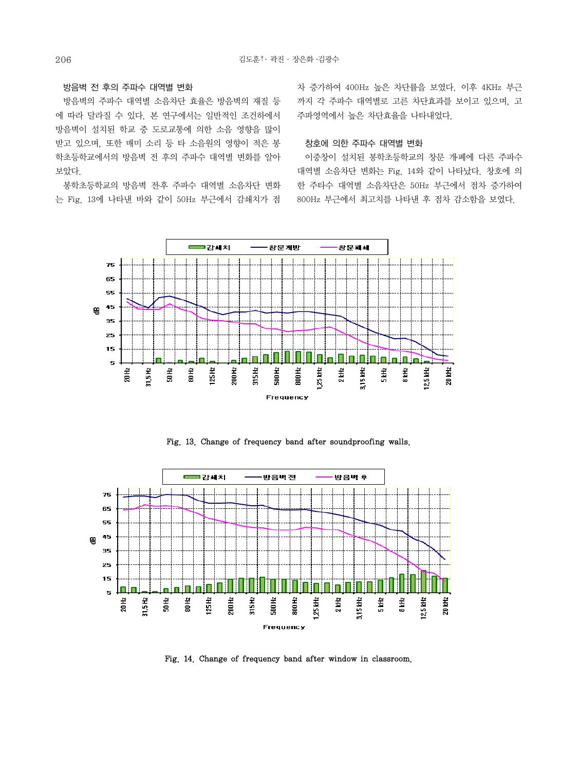### 방음벽 전 후의 주파수 대역별 변화

방음벽의 주파수 대역별 소음차단 효율은 방음벽의 재질 등에 따라 달라질 수 있다. 본 연구에서는 일반적인 조건하에서 방음벽이 설치된 학교 중 도로교통에 의한 소음 영향을 많이 받고 있으며, 또한 매미 소리 등 타 소음원의 영향이 적은 봉학초등학교에서의 방음벽 전 후의 주파수 대역별 변화를 알아보았다.

봉학초등학교의 방음벽 전후 주파수 대역별 소음차단 변화는 Fig. 13에 나타낸 바와 같이 50Hz 부근에서 감쇄치가 점차 증가하여 400Hz 높은 차단률을 보였다. 이후 4KHz 부근까지 각 주파수 대역별로 고른 차단효과를 보이고 있으며, 고주파영역에서 높은 차단효율을 나타내었다.

### 창호에 의한 주파수 대역별 변화

이중창이 설치된 봉학초등학교의 창문 개폐에 다른 주파수 대역별 소음차단 변화는 Fig. 14와 같이 나타났다. 창호에 의한 주타수 대역별 소음차단은 50Hz 부근에서 점차 증가하여 800Hz 부근에서 최고치를 나타낸 후 점차 감소함을 보였다.

Fig. 13. Change of frequency band after soundproofing walls.

Fig. 14. Change of frequency band after window in classroom.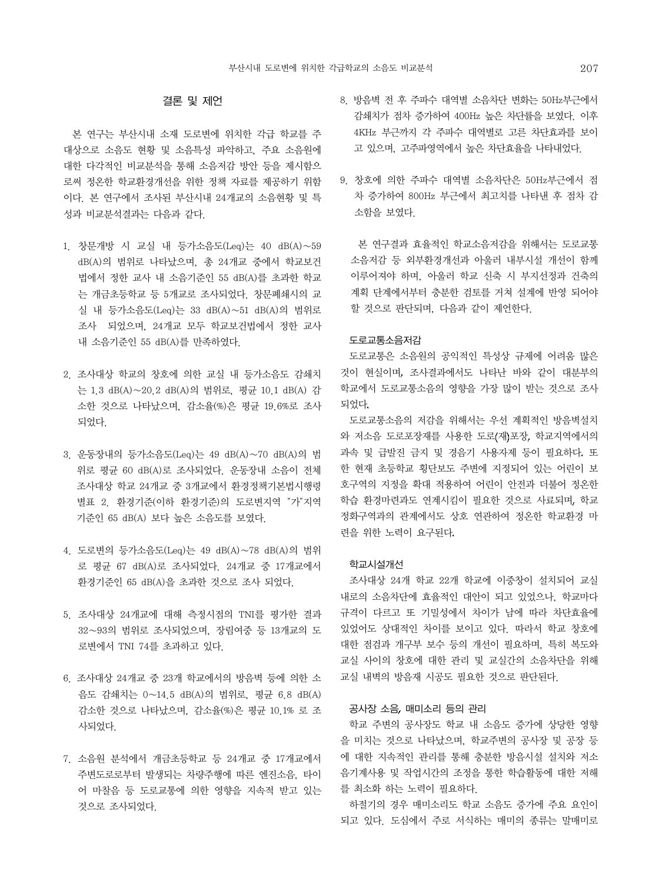## 결론 및 제언

본 연구는 부산시내 소재 도로변에 위치한 각급 학교를 주 대상으로 소음도 현황 및 소음특성 파악하고, 주요 소음원에 대한 다각적인 비교분석을 통해 소음저감 방안 등을 제시함으로써 정온한 학교환경개선을 위한 정책 자료를 제공하기 위함이다. 본 연구에서 조사된 부산시내 24개교의 소음현황 및 특성과 비교분석결과는 다음과 같다.

1. 창문개방 시 교실 내 등가소음도(Leq)는 40 dB(A)~59 dB(A)의 범위로 나타났으며, 총 24개교 중에서 학교보건법에서 정한 교사 내 소음기준인 55 dB(A)를 초과한 학교는 개금초등학교 등 5개교로 조사되었다. 창문폐쇄시의 교실 내 등가소음도(Leq)는 33 dB(A)~51 dB(A)의 범위로 조사 되었으며, 24개교 모두 학교보건법에서 정한 교사 내 소음기준인 55 dB(A)를 만족하였다.

2. 조사대상 학교의 창호에 의한 교실 내 등가소음도 감쇄치는 1.3 dB(A)~20.2 dB(A)의 범위로, 평균 10.1 dB(A) 감소한 것으로 나타났으며, 감소율(%)은 평균 19.6%로 조사되었다.

3. 운동장내의 등가소음도(Leq)는 49 dB(A)~70 dB(A)의 범위로 평균 60 dB(A)로 조사되었다. 운동장내 소음이 전체 조사대상 학교 24개교 중 3개교에서 환경정책기본법시행령 별표 2. 환경기준(이하 환경기준)의 도로변지역 "가"지역 기준인 65 dB(A) 보다 높은 소음도를 보였다.

4. 도로변의 등가소음도(Leq)는 49 dB(A)~78 dB(A)의 범위로 평균 67 dB(A)로 조사되었다. 24개교 중 17개교에서 환경기준인 65 dB(A)을 초과한 것으로 조사 되었다.

5. 조사대상 24개교에 대해 측정지점의 TNI를 평가한 결과 32~93의 범위로 조사되었으며, 장림여중 등 13개교의 도로변에서 TNI 74를 초과하고 있다.

6. 조사대상 24개교 중 23개 학교에서의 방음벽 등에 의한 소음도 감쇄치는 0~14.5 dB(A)의 범위로, 평균 6.8 dB(A) 감소한 것으로 나타났으며, 감소율(%)은 평균 10.1% 로 조사되었다.

7. 소음원 분석에서 개금초등학교 등 24개교 중 17개교에서 주변도로로부터 발생되는 차량주행에 따른 엔진소음, 타이어 마찰음 등 도로교통에 의한 영향을 지속적 받고 있는 것으로 조사되었다.

8. 방음벽 전 후 주파수 대역별 소음차단 변화는 50Hz부근에서 감쇄치가 점차 증가하여 400Hz 높은 차단률을 보였다. 이후 4KHz 부근까지 각 주파수 대역별로 고른 차단효과를 보이고 있으며, 고주파영역에서 높은 차단효율을 나타내었다.

9. 창호에 의한 주파수 대역별 소음차단은 50Hz부근에서 점차 증가하여 800Hz 부근에서 최고치를 나타낸 후 점차 감소함을 보였다.

본 연구결과 효율적인 학교소음저감을 위해서는 도로교통 소음저감 등 외부환경개선과 아울러 내부시설 개선이 함께 이루어져야 하며, 아울러 학교 신축 시 부지선정과 건축의 계획 단계에서부터 충분한 검토를 거쳐 설계에 반영 되어야 할 것으로 판단되며, 다음과 같이 제언한다.

### 도로교통소음저감

도로교통은 소음원의 공익적인 특성상 규제에 어려움 많은 것이 현실이며, 조사결과에서도 나타난 바와 같이 대분부의 학교에서 도로교통소음의 영향을 가장 많이 받는 것으로 조사되었다.

도로교통소음의 저감을 위해서는 우선 계획적인 방음벽설치와 저소음 도로포장재를 사용한 도로(재)포장, 학교지역에서의 과속 및 급발진 금지 및 경음기 사용자제 등이 필요하다. 또한 현재 초등학교 횡단보도 주변에 지정되어 있는 어린이 보호구역의 지정을 확대 적용하여 어린이 안전과 더불어 정온한 학습 환경마련과도 연계시킴이 필요한 것으로 사료되며, 학교정화구역과의 관계에서도 상호 연관하여 정온한 학교환경 마련을 위한 노력이 요구된다.

### 학교시설개선

조사대상 24개 학교 22개 학교에 이중창이 설치되어 교실내로의 소음차단에 효율적인 대안이 되고 있었으나, 학교마다 규격이 다르고 또 기밀성에서 차이가 남에 따라 차단효율에 있었어도 상대적인 차이를 보이고 있다. 따라서 학교 창호에 대한 점검과 개구부 보수 등의 개선이 필요하며, 특히 복도와 교실 사이의 창호에 대한 관리 및 교실간의 소음차단을 위해 교실 내벽의 방음재 시공도 필요한 것으로 판단된다.

### 공사장 소음, 매미소리 등의 관리

학교 주변의 공사장도 학교 내 소음도 증가에 상당한 영향을 미치는 것으로 나타났으며, 학교주변의 공사장 및 공장 등에 대한 지속적인 관리를 통해 충분한 방음시설 설치와 저소음기계사용 및 작업시간의 조정을 통한 학습활동에 대한 저해를 최소화 하는 노력이 필요하다.

하절기의 경우 매미소리도 학교 소음도 증가에 주요 요인이 되고 있다. 도심에서 주로 서식하는 매미의 종류는 말매미로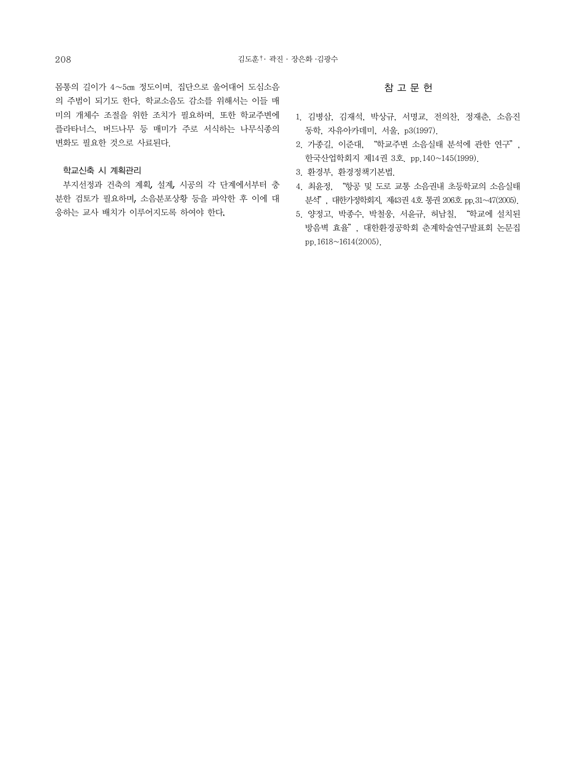몸통의 길이가 4~5㎝ 정도이며, 집단으로 울어대어 도심소음의 주범이 되기도 한다. 학교소음도 감소를 위해서는 이들 매미의 개체수 조절을 위한 조치가 필요하며, 또한 학교주변에 플라타너스, 버드나무 등 매미가 주로 서식하는 나무식종의 변화도 필요한 것으로 사료된다.

### 학교신축 시 계획관리

부지선정과 건축의 계획, 설계, 시공의 각 단계에서부터 충분한 검토가 필요하며, 소음분포상황 등을 파악한 후 이에 대응하는 교사 배치가 이루어지도록 하여야 한다.

## 참 고 문 헌

1. 김병삼, 김재석, 박상규, 서명교, 전의찬, 정재춘, 소음진동학, 자유아카데미, 서울, p3(1997).
2. 가종길, 이준대, "학교주변 소음실태 분석에 관한 연구", 한국산업학회지 제14권 3호. pp.140~145(1999).
3. 환경부, 환경정책기본법.
4. 최윤정, "항공 및 도로 교통 소음권내 초등학교의 소음실태 분석", 대한가정학회지, 제43권 4호 통권 206호 pp.31~47(2005).
5. 양정고, 박종수, 박철웅, 서윤규, 허남칠, "학교에 설치된 방음벽 효율", 대한환경공학회 춘계학술연구발표회 논문집 pp.1618~1614(2005).